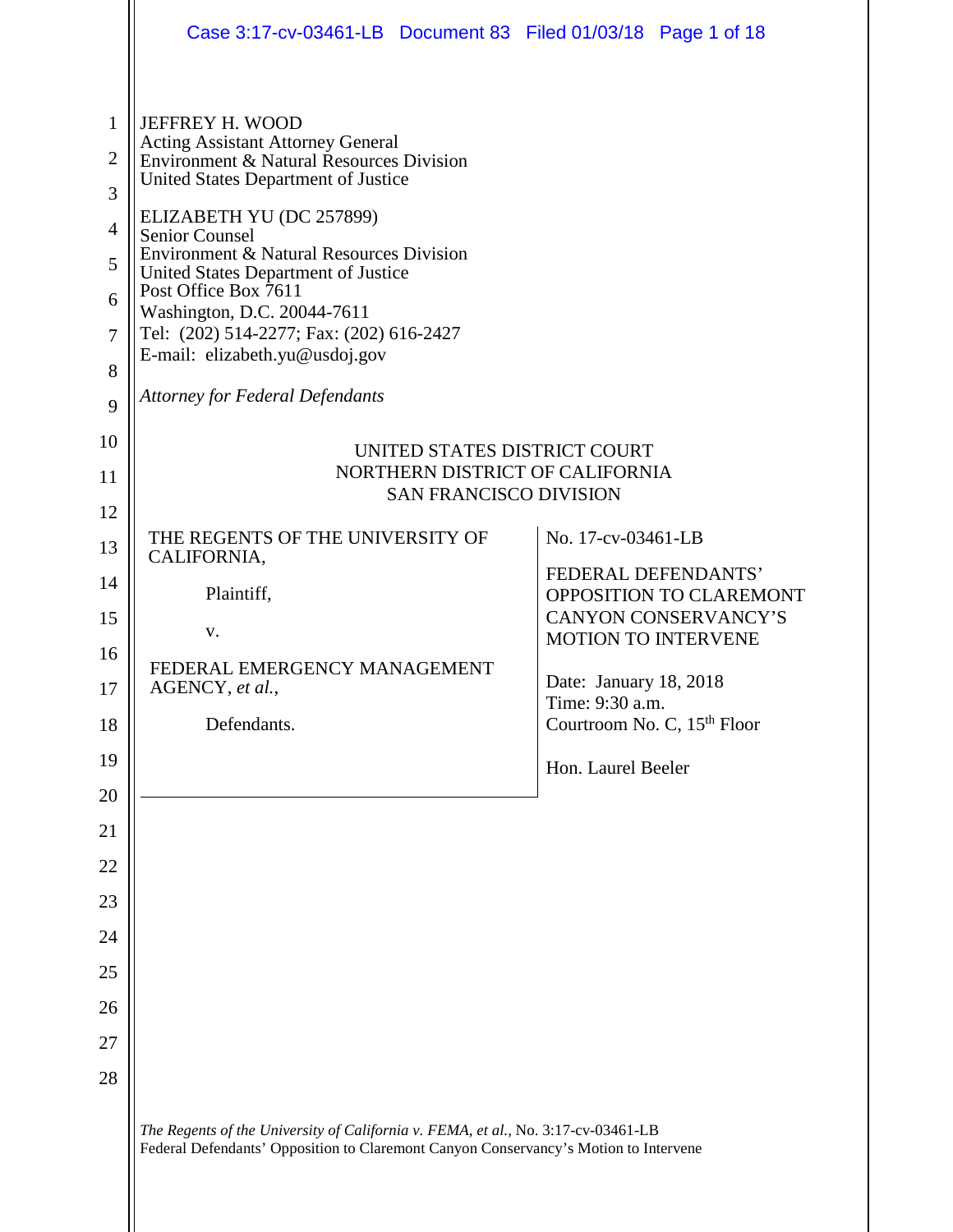JEFFREY H. WOOD
Acting Assistant Attorney General
Environment & Natural Resources Division
United States Department of Justice

ELIZABETH YU (DC 257899)
Senior Counsel
Environment & Natural Resources Division
United States Department of Justice
Post Office Box 7611
Washington, D.C. 20044-7611
Tel: (202) 514-2277; Fax: (202) 616-2427
E-mail: elizabeth.yu@usdoj.gov

*Attorney for Federal Defendants*

UNITED STATES DISTRICT COURT
NORTHERN DISTRICT OF CALIFORNIA
SAN FRANCISCO DIVISION

THE REGENTS OF THE UNIVERSITY OF CALIFORNIA,

Plaintiff,

v.

FEDERAL EMERGENCY MANAGEMENT AGENCY, *et al.*,

Defendants.

No. 17-cv-03461-LB

FEDERAL DEFENDANTS' OPPOSITION TO CLAREMONT CANYON CONSERVANCY'S MOTION TO INTERVENE

Date: January 18, 2018
Time: 9:30 a.m.
Courtroom No. C, 15th Floor

Hon. Laurel Beeler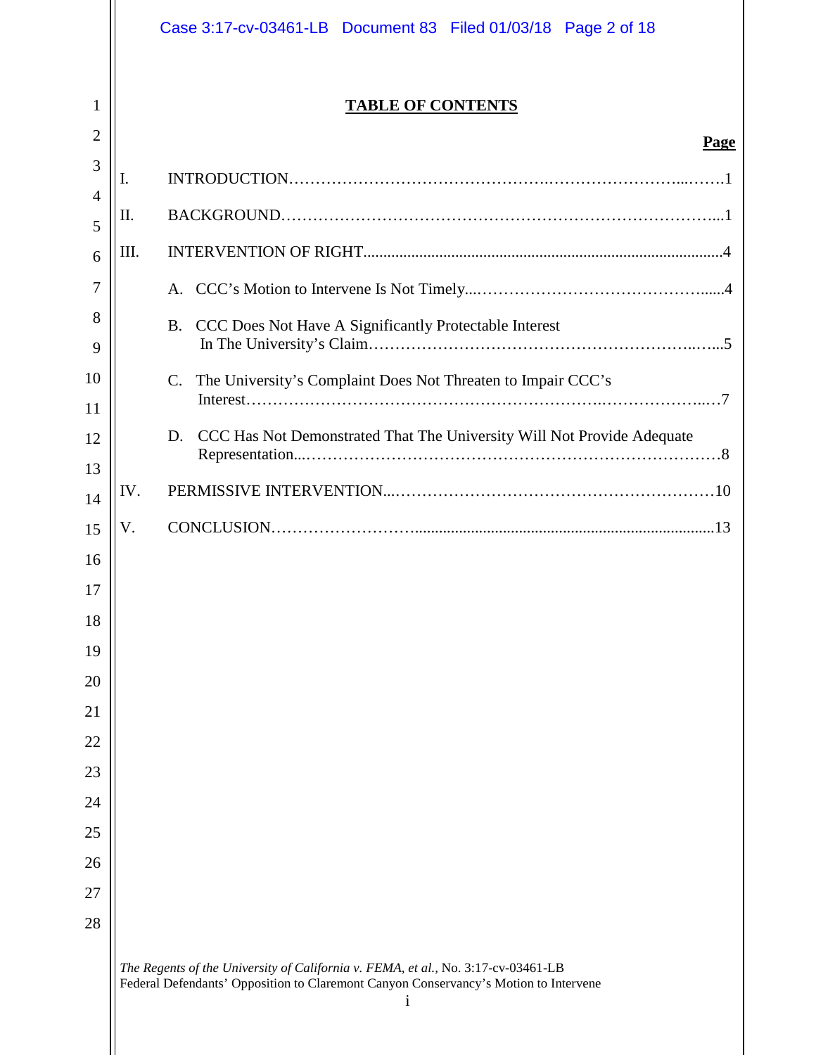**TABLE OF CONTENTS**

| | | Page |
|---|---|---|
| I. | INTRODUCTION | 1 |
| II. | BACKGROUND | 1 |
| III. | INTERVENTION OF RIGHT | 4 |
| | A. CCC's Motion to Intervene Is Not Timely | 4 |
| | B. CCC Does Not Have A Significantly Protectable Interest In The University's Claim | 5 |
| | C. The University's Complaint Does Not Threaten to Impair CCC's Interest | 7 |
| | D. CCC Has Not Demonstrated That The University Will Not Provide Adequate Representation | 8 |
| IV. | PERMISSIVE INTERVENTION | 10 |
| V. | CONCLUSION | 13 |

*The Regents of the University of California v. FEMA, et al.*, No. 3:17-cv-03461-LB
Federal Defendants' Opposition to Claremont Canyon Conservancy's Motion to Intervene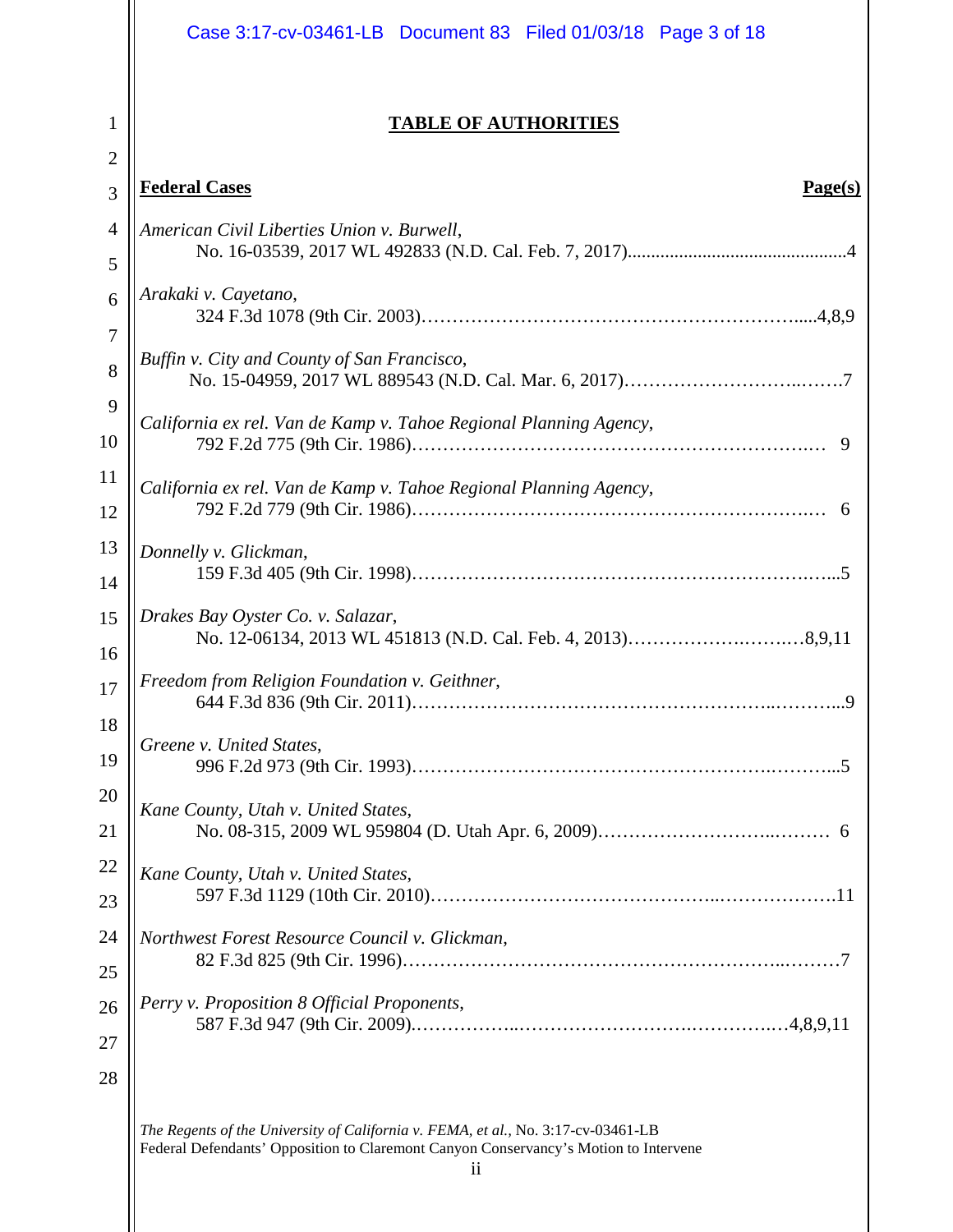# TABLE OF AUTHORITIES

| **Federal Cases** | **Page(s)** |
|---|---|
| *American Civil Liberties Union v. Burwell*, No. 16-03539, 2017 WL 492833 (N.D. Cal. Feb. 7, 2017) | 4 |
| *Arakaki v. Cayetano*, 324 F.3d 1078 (9th Cir. 2003) | 4,8,9 |
| *Buffin v. City and County of San Francisco*, No. 15-04959, 2017 WL 889543 (N.D. Cal. Mar. 6, 2017) | 7 |
| *California ex rel. Van de Kamp v. Tahoe Regional Planning Agency*, 792 F.2d 775 (9th Cir. 1986) | 9 |
| *California ex rel. Van de Kamp v. Tahoe Regional Planning Agency*, 792 F.2d 779 (9th Cir. 1986) | 6 |
| *Donnelly v. Glickman*, 159 F.3d 405 (9th Cir. 1998) | 5 |
| *Drakes Bay Oyster Co. v. Salazar*, No. 12-06134, 2013 WL 451813 (N.D. Cal. Feb. 4, 2013) | 8,9,11 |
| *Freedom from Religion Foundation v. Geithner*, 644 F.3d 836 (9th Cir. 2011) | 9 |
| *Greene v. United States*, 996 F.2d 973 (9th Cir. 1993) | 5 |
| *Kane County, Utah v. United States*, No. 08-315, 2009 WL 959804 (D. Utah Apr. 6, 2009) | 6 |
| *Kane County, Utah v. United States*, 597 F.3d 1129 (10th Cir. 2010) | 11 |
| *Northwest Forest Resource Council v. Glickman*, 82 F.3d 825 (9th Cir. 1996) | 7 |
| *Perry v. Proposition 8 Official Proponents*, 587 F.3d 947 (9th Cir. 2009) | 4,8,9,11 |

*The Regents of the University of California v. FEMA, et al.*, No. 3:17-cv-03461-LB
Federal Defendants' Opposition to Claremont Canyon Conservancy's Motion to Intervene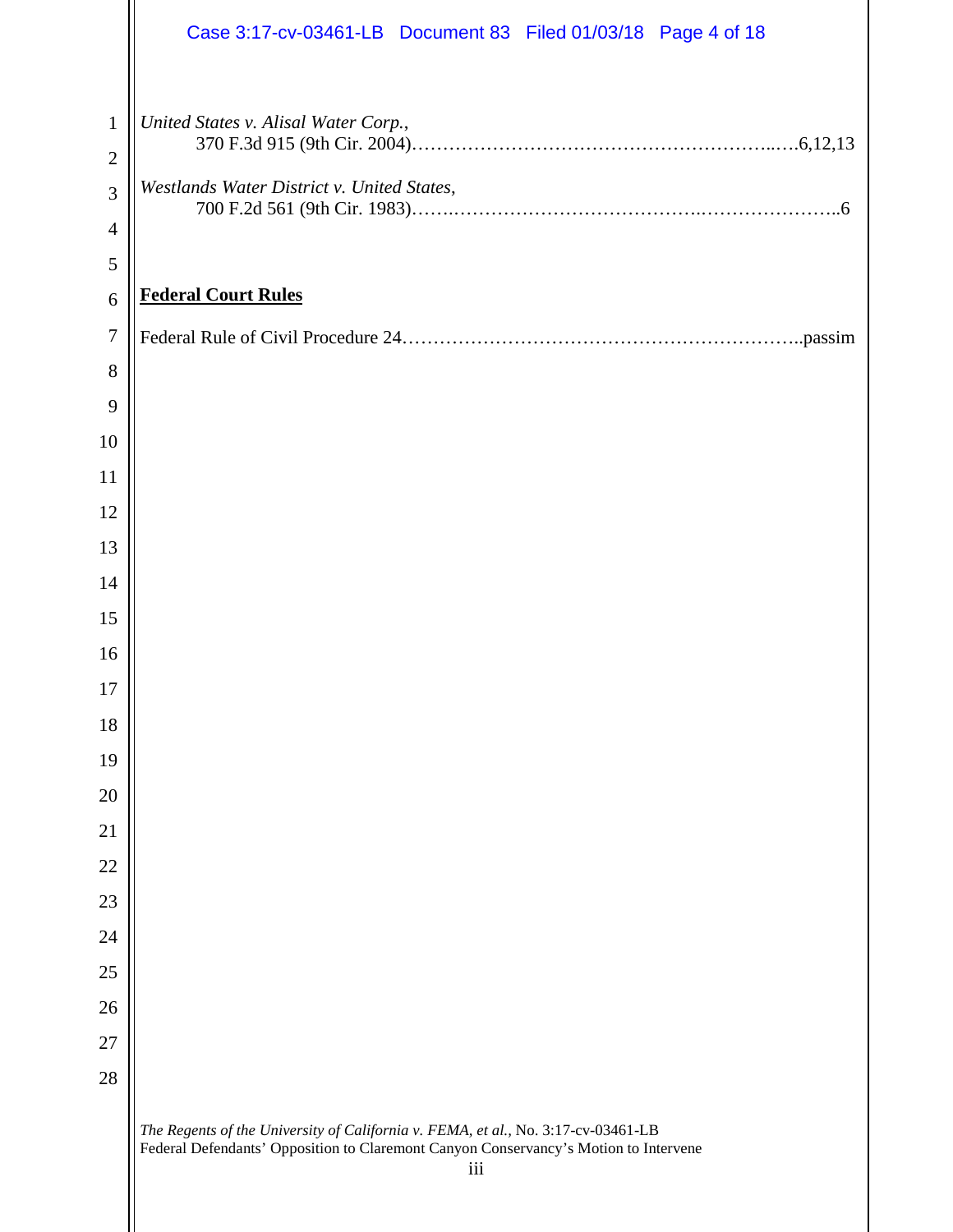*United States v. Alisal Water Corp.*,
370 F.3d 915 (9th Cir. 2004)……………………………………………………..….6,12,13

*Westlands Water District v. United States*,
700 F.2d 561 (9th Cir. 1983)…….…………………………………….…………………..6

**Federal Court Rules**

Federal Rule of Civil Procedure 24………………………………………………………..passim

*The Regents of the University of California v. FEMA, et al.*, No. 3:17-cv-03461-LB
Federal Defendants' Opposition to Claremont Canyon Conservancy's Motion to Intervene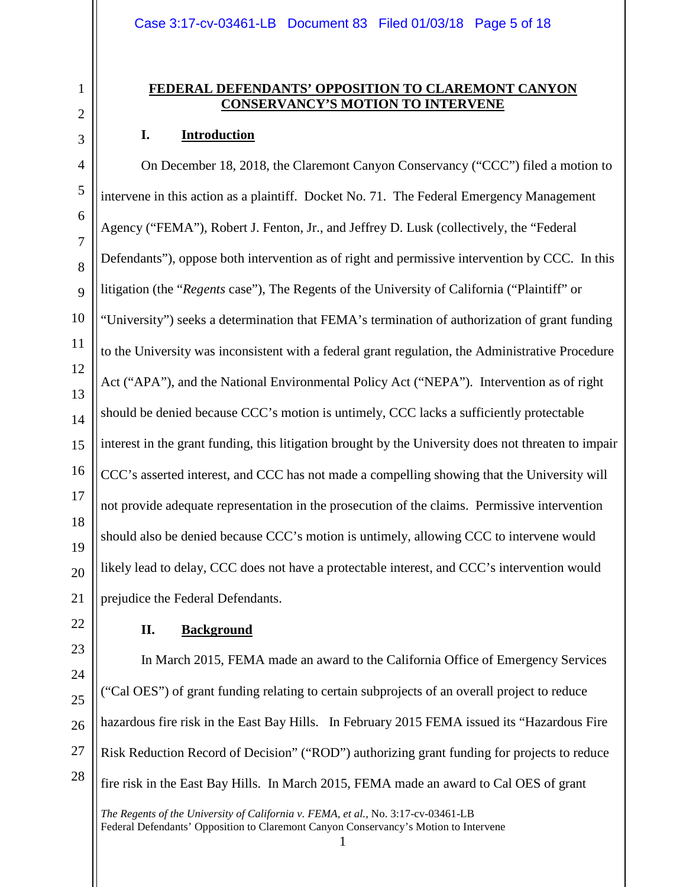# FEDERAL DEFENDANTS' OPPOSITION TO CLAREMONT CANYON CONSERVANCY'S MOTION TO INTERVENE

## I. Introduction

On December 18, 2018, the Claremont Canyon Conservancy ("CCC") filed a motion to intervene in this action as a plaintiff. Docket No. 71. The Federal Emergency Management Agency ("FEMA"), Robert J. Fenton, Jr., and Jeffrey D. Lusk (collectively, the "Federal Defendants"), oppose both intervention as of right and permissive intervention by CCC. In this litigation (the "*Regents* case"), The Regents of the University of California ("Plaintiff" or "University") seeks a determination that FEMA's termination of authorization of grant funding to the University was inconsistent with a federal grant regulation, the Administrative Procedure Act ("APA"), and the National Environmental Policy Act ("NEPA"). Intervention as of right should be denied because CCC's motion is untimely, CCC lacks a sufficiently protectable interest in the grant funding, this litigation brought by the University does not threaten to impair CCC's asserted interest, and CCC has not made a compelling showing that the University will not provide adequate representation in the prosecution of the claims. Permissive intervention should also be denied because CCC's motion is untimely, allowing CCC to intervene would likely lead to delay, CCC does not have a protectable interest, and CCC's intervention would prejudice the Federal Defendants.

## II. Background

In March 2015, FEMA made an award to the California Office of Emergency Services ("Cal OES") of grant funding relating to certain subprojects of an overall project to reduce hazardous fire risk in the East Bay Hills. In February 2015 FEMA issued its "Hazardous Fire Risk Reduction Record of Decision" ("ROD") authorizing grant funding for projects to reduce fire risk in the East Bay Hills. In March 2015, FEMA made an award to Cal OES of grant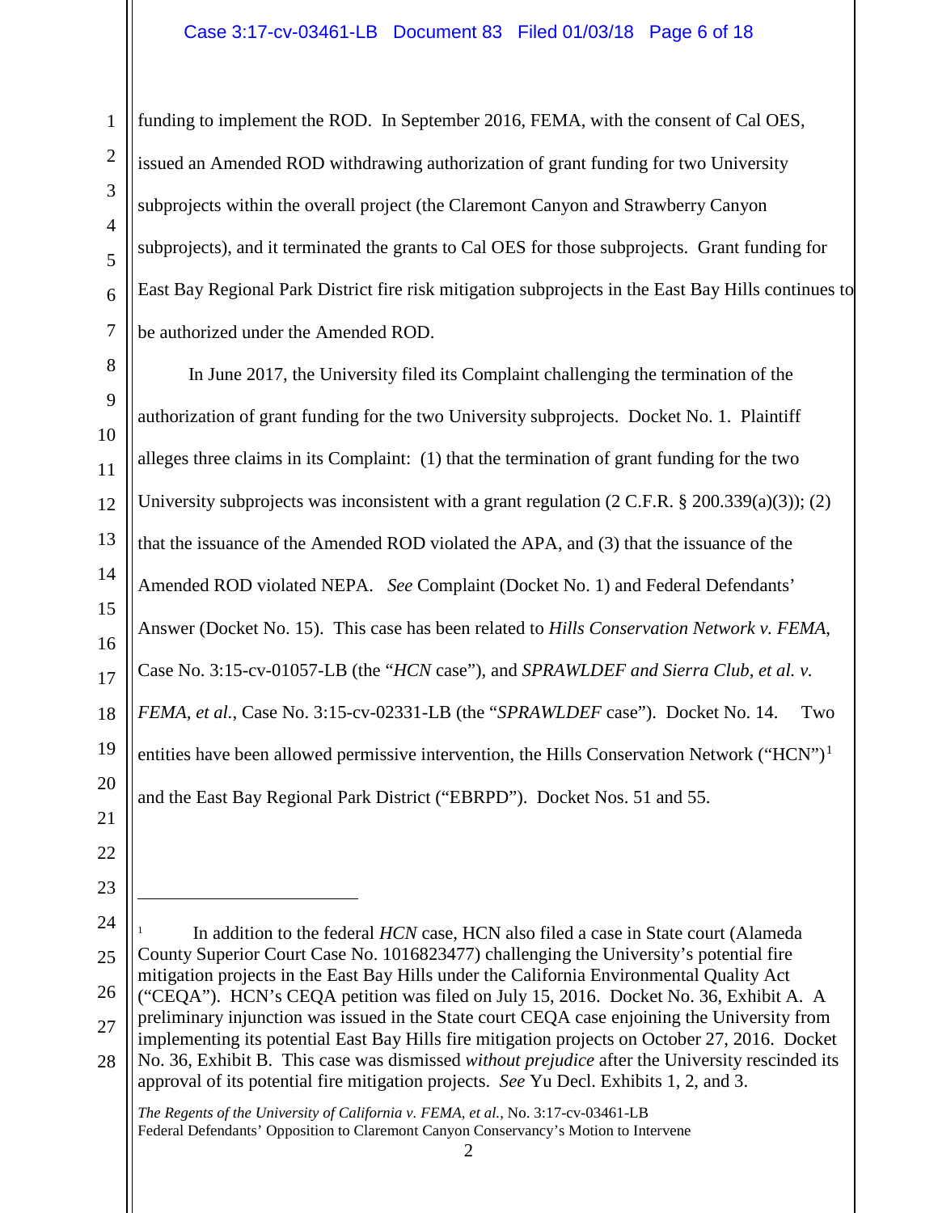funding to implement the ROD. In September 2016, FEMA, with the consent of Cal OES, issued an Amended ROD withdrawing authorization of grant funding for two University subprojects within the overall project (the Claremont Canyon and Strawberry Canyon subprojects), and it terminated the grants to Cal OES for those subprojects. Grant funding for East Bay Regional Park District fire risk mitigation subprojects in the East Bay Hills continues to be authorized under the Amended ROD.

In June 2017, the University filed its Complaint challenging the termination of the authorization of grant funding for the two University subprojects. Docket No. 1. Plaintiff alleges three claims in its Complaint: (1) that the termination of grant funding for the two University subprojects was inconsistent with a grant regulation (2 C.F.R. § 200.339(a)(3)); (2) that the issuance of the Amended ROD violated the APA, and (3) that the issuance of the Amended ROD violated NEPA. *See* Complaint (Docket No. 1) and Federal Defendants' Answer (Docket No. 15). This case has been related to *Hills Conservation Network v. FEMA*, Case No. 3:15-cv-01057-LB (the "*HCN* case"), and *SPRAWLDEF and Sierra Club, et al. v. FEMA, et al.*, Case No. 3:15-cv-02331-LB (the "*SPRAWLDEF* case"). Docket No. 14. Two entities have been allowed permissive intervention, the Hills Conservation Network ("HCN")[1] and the East Bay Regional Park District ("EBRPD"). Docket Nos. 51 and 55.

---

[1] In addition to the federal *HCN* case, HCN also filed a case in State court (Alameda County Superior Court Case No. 1016823477) challenging the University's potential fire mitigation projects in the East Bay Hills under the California Environmental Quality Act ("CEQA"). HCN's CEQA petition was filed on July 15, 2016. Docket No. 36, Exhibit A. A preliminary injunction was issued in the State court CEQA case enjoining the University from implementing its potential East Bay Hills fire mitigation projects on October 27, 2016. Docket No. 36, Exhibit B. This case was dismissed *without prejudice* after the University rescinded its approval of its potential fire mitigation projects. *See* Yu Decl. Exhibits 1, 2, and 3.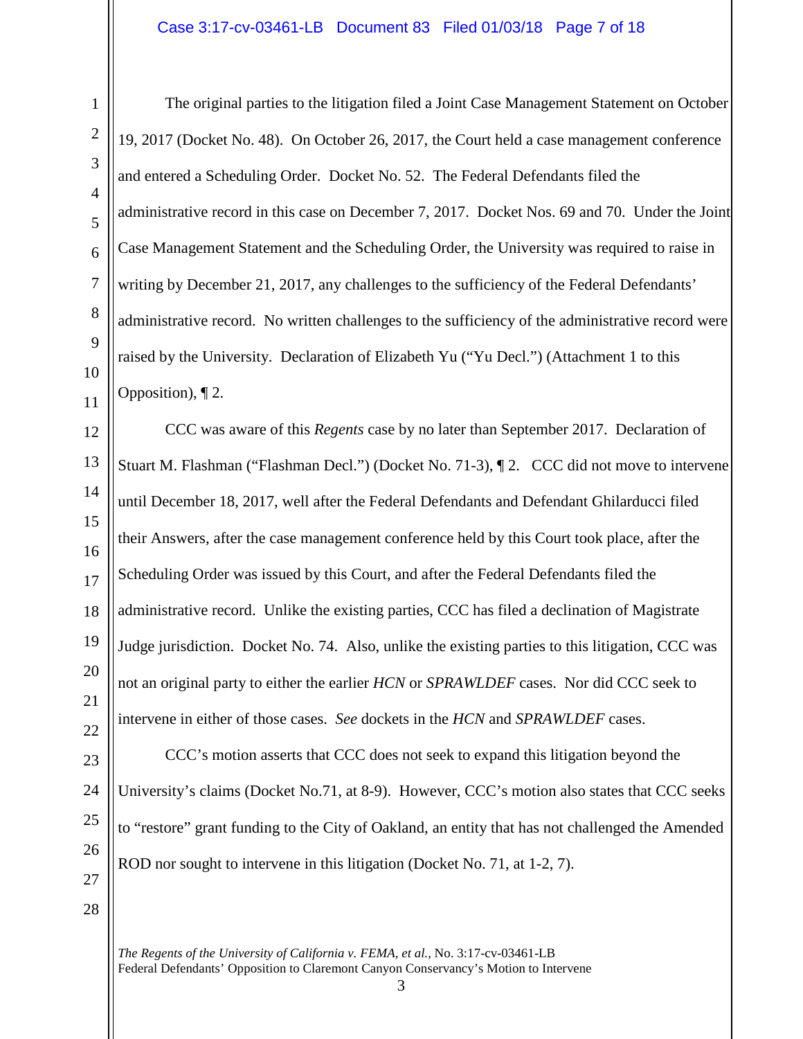The original parties to the litigation filed a Joint Case Management Statement on October 19, 2017 (Docket No. 48). On October 26, 2017, the Court held a case management conference and entered a Scheduling Order. Docket No. 52. The Federal Defendants filed the administrative record in this case on December 7, 2017. Docket Nos. 69 and 70. Under the Joint Case Management Statement and the Scheduling Order, the University was required to raise in writing by December 21, 2017, any challenges to the sufficiency of the Federal Defendants' administrative record. No written challenges to the sufficiency of the administrative record were raised by the University. Declaration of Elizabeth Yu ("Yu Decl.") (Attachment 1 to this Opposition), ¶ 2.

CCC was aware of this *Regents* case by no later than September 2017. Declaration of Stuart M. Flashman ("Flashman Decl.") (Docket No. 71-3), ¶ 2. CCC did not move to intervene until December 18, 2017, well after the Federal Defendants and Defendant Ghilarducci filed their Answers, after the case management conference held by this Court took place, after the Scheduling Order was issued by this Court, and after the Federal Defendants filed the administrative record. Unlike the existing parties, CCC has filed a declination of Magistrate Judge jurisdiction. Docket No. 74. Also, unlike the existing parties to this litigation, CCC was not an original party to either the earlier *HCN* or *SPRAWLDEF* cases. Nor did CCC seek to intervene in either of those cases. *See* dockets in the *HCN* and *SPRAWLDEF* cases.

CCC's motion asserts that CCC does not seek to expand this litigation beyond the University's claims (Docket No.71, at 8-9). However, CCC's motion also states that CCC seeks to "restore" grant funding to the City of Oakland, an entity that has not challenged the Amended ROD nor sought to intervene in this litigation (Docket No. 71, at 1-2, 7).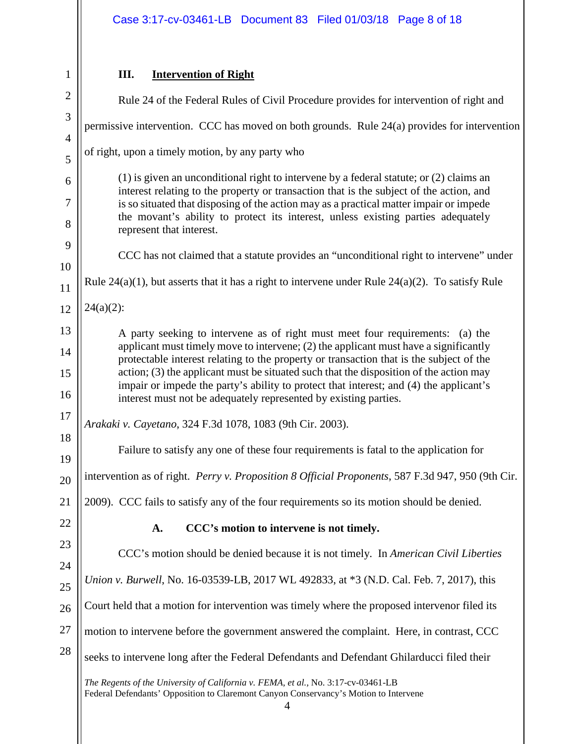## III. Intervention of Right

Rule 24 of the Federal Rules of Civil Procedure provides for intervention of right and permissive intervention. CCC has moved on both grounds. Rule 24(a) provides for intervention of right, upon a timely motion, by any party who

> (1) is given an unconditional right to intervene by a federal statute; or (2) claims an interest relating to the property or transaction that is the subject of the action, and is so situated that disposing of the action may as a practical matter impair or impede the movant's ability to protect its interest, unless existing parties adequately represent that interest.

CCC has not claimed that a statute provides an "unconditional right to intervene" under Rule 24(a)(1), but asserts that it has a right to intervene under Rule 24(a)(2). To satisfy Rule 24(a)(2):

> A party seeking to intervene as of right must meet four requirements: (a) the applicant must timely move to intervene; (2) the applicant must have a significantly protectable interest relating to the property or transaction that is the subject of the action; (3) the applicant must be situated such that the disposition of the action may impair or impede the party's ability to protect that interest; and (4) the applicant's interest must not be adequately represented by existing parties.

*Arakaki v. Cayetano*, 324 F.3d 1078, 1083 (9th Cir. 2003).

Failure to satisfy any one of these four requirements is fatal to the application for intervention as of right. *Perry v. Proposition 8 Official Proponents*, 587 F.3d 947, 950 (9th Cir. 2009). CCC fails to satisfy any of the four requirements so its motion should be denied.

### A. CCC's motion to intervene is not timely.

CCC's motion should be denied because it is not timely. In *American Civil Liberties Union v. Burwell*, No. 16-03539-LB, 2017 WL 492833, at *3 (N.D. Cal. Feb. 7, 2017), this Court held that a motion for intervention was timely where the proposed intervenor filed its motion to intervene before the government answered the complaint. Here, in contrast, CCC seeks to intervene long after the Federal Defendants and Defendant Ghilarducci filed their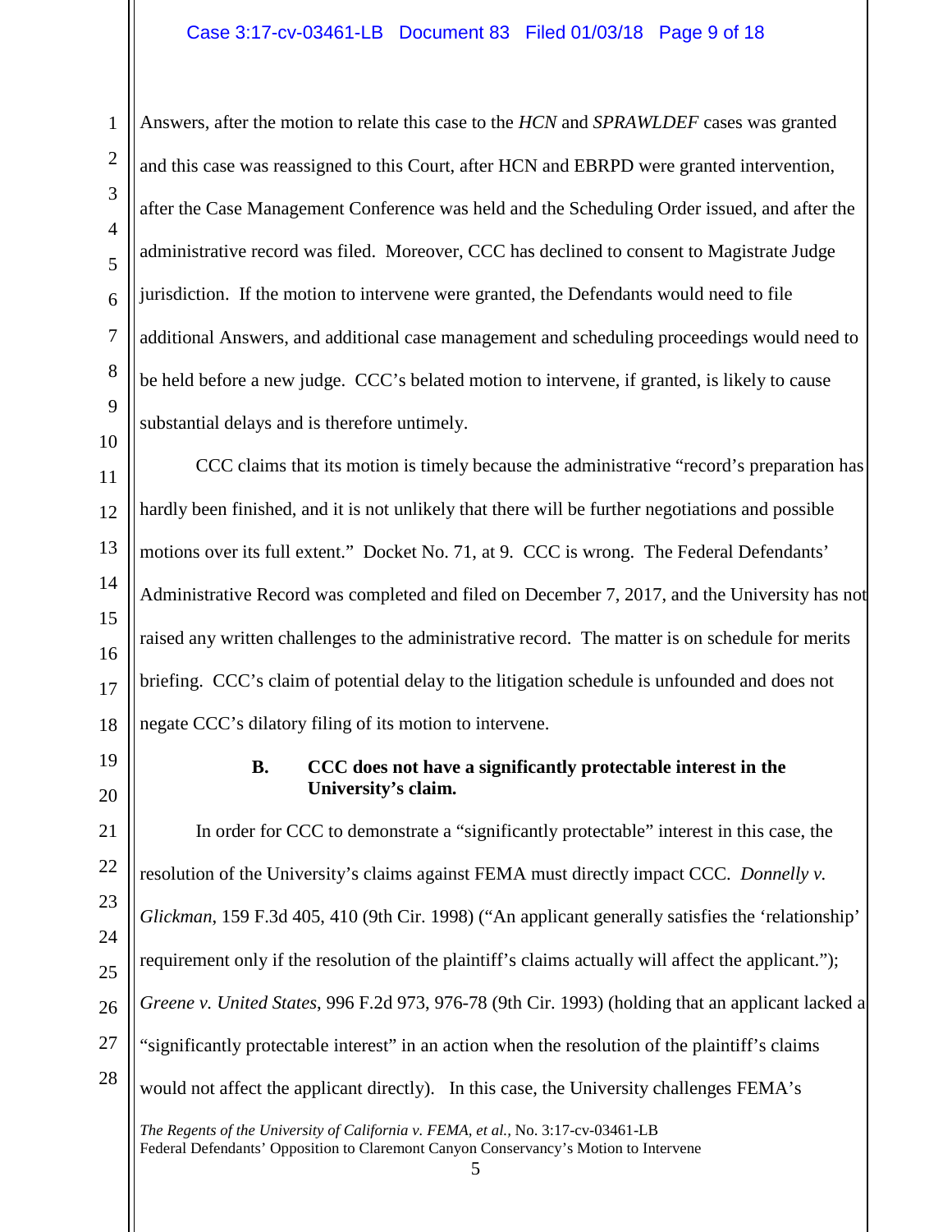Answers, after the motion to relate this case to the *HCN* and *SPRAWLDEF* cases was granted and this case was reassigned to this Court, after HCN and EBRPD were granted intervention, after the Case Management Conference was held and the Scheduling Order issued, and after the administrative record was filed. Moreover, CCC has declined to consent to Magistrate Judge jurisdiction. If the motion to intervene were granted, the Defendants would need to file additional Answers, and additional case management and scheduling proceedings would need to be held before a new judge. CCC's belated motion to intervene, if granted, is likely to cause substantial delays and is therefore untimely.

CCC claims that its motion is timely because the administrative "record's preparation has hardly been finished, and it is not unlikely that there will be further negotiations and possible motions over its full extent." Docket No. 71, at 9. CCC is wrong. The Federal Defendants' Administrative Record was completed and filed on December 7, 2017, and the University has not raised any written challenges to the administrative record. The matter is on schedule for merits briefing. CCC's claim of potential delay to the litigation schedule is unfounded and does not negate CCC's dilatory filing of its motion to intervene.

### B. CCC does not have a significantly protectable interest in the University's claim.

In order for CCC to demonstrate a "significantly protectable" interest in this case, the resolution of the University's claims against FEMA must directly impact CCC. *Donnelly v. Glickman*, 159 F.3d 405, 410 (9th Cir. 1998) ("An applicant generally satisfies the 'relationship' requirement only if the resolution of the plaintiff's claims actually will affect the applicant."); *Greene v. United States*, 996 F.2d 973, 976-78 (9th Cir. 1993) (holding that an applicant lacked a "significantly protectable interest" in an action when the resolution of the plaintiff's claims would not affect the applicant directly). In this case, the University challenges FEMA's

*The Regents of the University of California v. FEMA, et al.*, No. 3:17-cv-03461-LB
Federal Defendants' Opposition to Claremont Canyon Conservancy's Motion to Intervene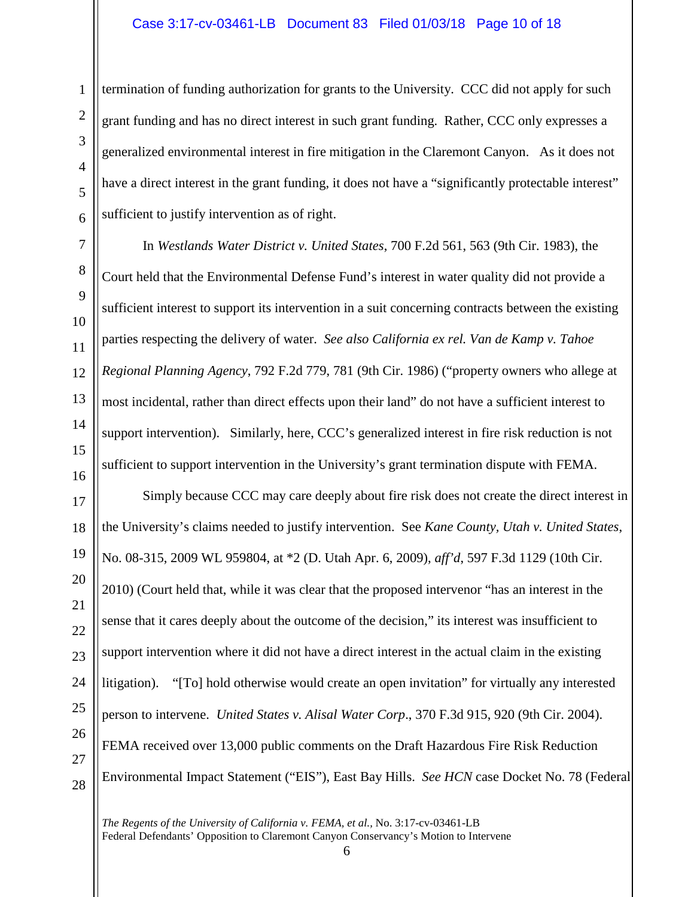termination of funding authorization for grants to the University. CCC did not apply for such grant funding and has no direct interest in such grant funding. Rather, CCC only expresses a generalized environmental interest in fire mitigation in the Claremont Canyon. As it does not have a direct interest in the grant funding, it does not have a "significantly protectable interest" sufficient to justify intervention as of right.

In *Westlands Water District v. United States*, 700 F.2d 561, 563 (9th Cir. 1983), the Court held that the Environmental Defense Fund's interest in water quality did not provide a sufficient interest to support its intervention in a suit concerning contracts between the existing parties respecting the delivery of water. *See also California ex rel. Van de Kamp v. Tahoe Regional Planning Agency*, 792 F.2d 779, 781 (9th Cir. 1986) ("property owners who allege at most incidental, rather than direct effects upon their land" do not have a sufficient interest to support intervention). Similarly, here, CCC's generalized interest in fire risk reduction is not sufficient to support intervention in the University's grant termination dispute with FEMA.

Simply because CCC may care deeply about fire risk does not create the direct interest in the University's claims needed to justify intervention. See *Kane County, Utah v. United States*, No. 08-315, 2009 WL 959804, at *2 (D. Utah Apr. 6, 2009), *aff'd*, 597 F.3d 1129 (10th Cir. 2010) (Court held that, while it was clear that the proposed intervenor "has an interest in the sense that it cares deeply about the outcome of the decision," its interest was insufficient to support intervention where it did not have a direct interest in the actual claim in the existing litigation). "[To] hold otherwise would create an open invitation" for virtually any interested person to intervene. *United States v. Alisal Water Corp*., 370 F.3d 915, 920 (9th Cir. 2004). FEMA received over 13,000 public comments on the Draft Hazardous Fire Risk Reduction Environmental Impact Statement ("EIS"), East Bay Hills. *See HCN* case Docket No. 78 (Federal

*The Regents of the University of California v. FEMA, et al.*, No. 3:17-cv-03461-LB
Federal Defendants' Opposition to Claremont Canyon Conservancy's Motion to Intervene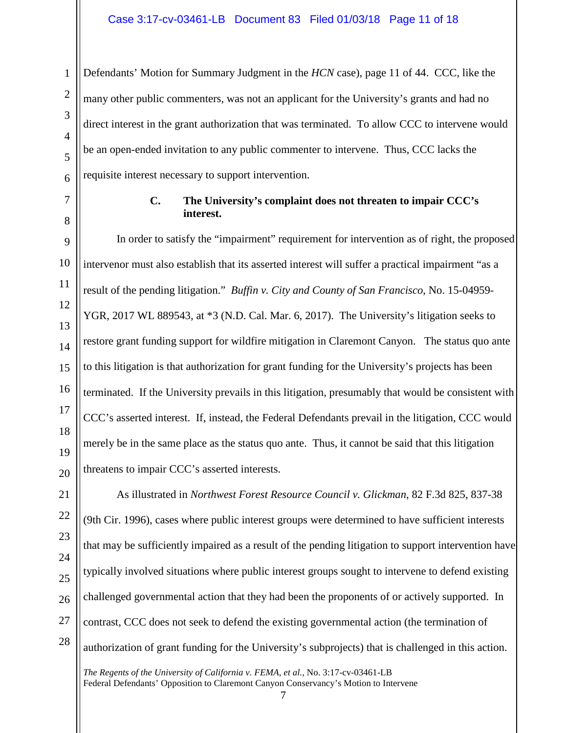Defendants' Motion for Summary Judgment in the *HCN* case), page 11 of 44. CCC, like the many other public commenters, was not an applicant for the University's grants and had no direct interest in the grant authorization that was terminated. To allow CCC to intervene would be an open-ended invitation to any public commenter to intervene. Thus, CCC lacks the requisite interest necessary to support intervention.

### C. The University's complaint does not threaten to impair CCC's interest.

In order to satisfy the "impairment" requirement for intervention as of right, the proposed intervenor must also establish that its asserted interest will suffer a practical impairment "as a result of the pending litigation." *Buffin v. City and County of San Francisco*, No. 15-04959-YGR, 2017 WL 889543, at *3 (N.D. Cal. Mar. 6, 2017). The University's litigation seeks to restore grant funding support for wildfire mitigation in Claremont Canyon. The status quo ante to this litigation is that authorization for grant funding for the University's projects has been terminated. If the University prevails in this litigation, presumably that would be consistent with CCC's asserted interest. If, instead, the Federal Defendants prevail in the litigation, CCC would merely be in the same place as the status quo ante. Thus, it cannot be said that this litigation threatens to impair CCC's asserted interests.

As illustrated in *Northwest Forest Resource Council v. Glickman*, 82 F.3d 825, 837-38 (9th Cir. 1996), cases where public interest groups were determined to have sufficient interests that may be sufficiently impaired as a result of the pending litigation to support intervention have typically involved situations where public interest groups sought to intervene to defend existing challenged governmental action that they had been the proponents of or actively supported. In contrast, CCC does not seek to defend the existing governmental action (the termination of authorization of grant funding for the University's subprojects) that is challenged in this action.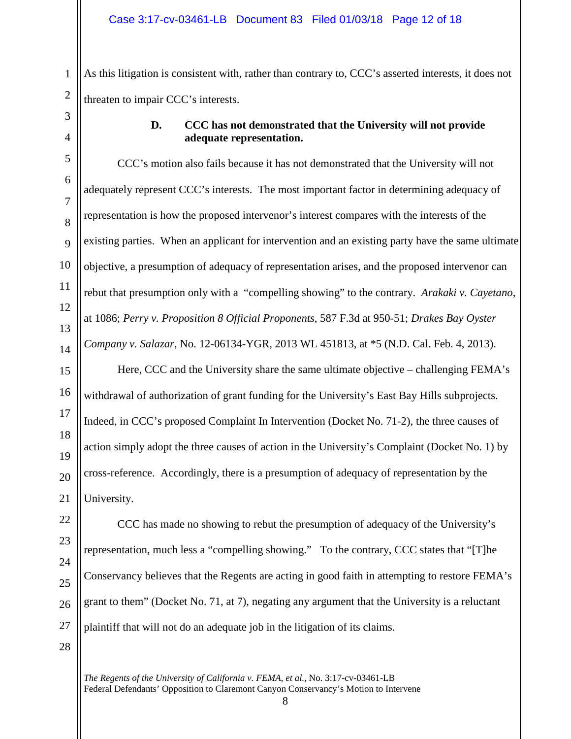As this litigation is consistent with, rather than contrary to, CCC's asserted interests, it does not threaten to impair CCC's interests.

### D. CCC has not demonstrated that the University will not provide adequate representation.

CCC's motion also fails because it has not demonstrated that the University will not adequately represent CCC's interests. The most important factor in determining adequacy of representation is how the proposed intervenor's interest compares with the interests of the existing parties. When an applicant for intervention and an existing party have the same ultimate objective, a presumption of adequacy of representation arises, and the proposed intervenor can rebut that presumption only with a "compelling showing" to the contrary. *Arakaki v. Cayetano*, at 1086; *Perry v. Proposition 8 Official Proponents*, 587 F.3d at 950-51; *Drakes Bay Oyster Company v. Salazar*, No. 12-06134-YGR, 2013 WL 451813, at *5 (N.D. Cal. Feb. 4, 2013).

Here, CCC and the University share the same ultimate objective – challenging FEMA's withdrawal of authorization of grant funding for the University's East Bay Hills subprojects. Indeed, in CCC's proposed Complaint In Intervention (Docket No. 71-2), the three causes of action simply adopt the three causes of action in the University's Complaint (Docket No. 1) by cross-reference. Accordingly, there is a presumption of adequacy of representation by the University.

CCC has made no showing to rebut the presumption of adequacy of the University's representation, much less a "compelling showing." To the contrary, CCC states that "[T]he Conservancy believes that the Regents are acting in good faith in attempting to restore FEMA's grant to them" (Docket No. 71, at 7), negating any argument that the University is a reluctant plaintiff that will not do an adequate job in the litigation of its claims.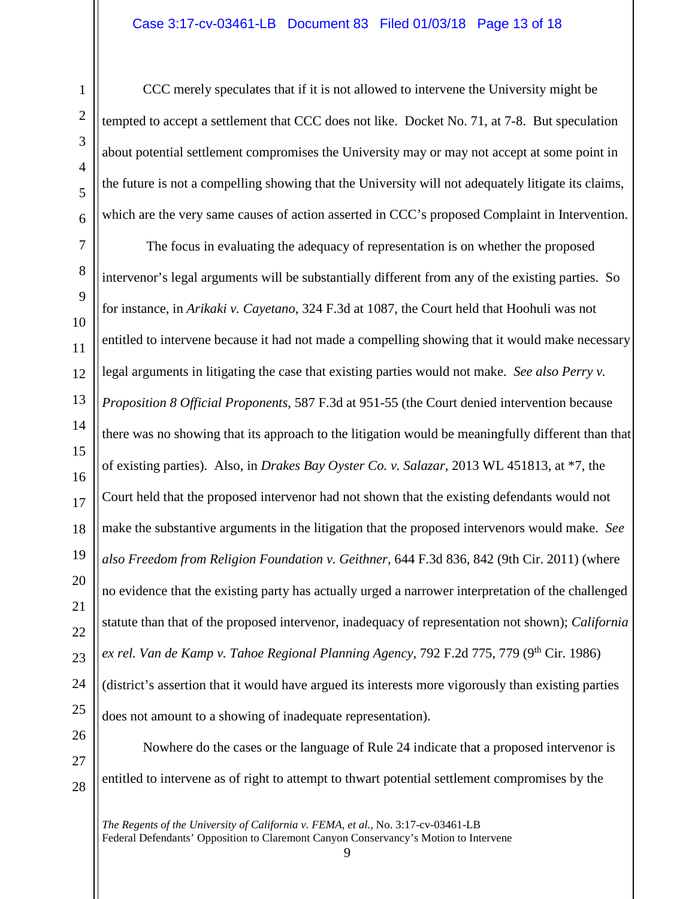CCC merely speculates that if it is not allowed to intervene the University might be tempted to accept a settlement that CCC does not like. Docket No. 71, at 7-8. But speculation about potential settlement compromises the University may or may not accept at some point in the future is not a compelling showing that the University will not adequately litigate its claims, which are the very same causes of action asserted in CCC's proposed Complaint in Intervention.

The focus in evaluating the adequacy of representation is on whether the proposed intervenor's legal arguments will be substantially different from any of the existing parties. So for instance, in *Arikaki v. Cayetano*, 324 F.3d at 1087, the Court held that Hoohuli was not entitled to intervene because it had not made a compelling showing that it would make necessary legal arguments in litigating the case that existing parties would not make. *See also Perry v. Proposition 8 Official Proponents*, 587 F.3d at 951-55 (the Court denied intervention because there was no showing that its approach to the litigation would be meaningfully different than that of existing parties). Also, in *Drakes Bay Oyster Co. v. Salazar*, 2013 WL 451813, at *7, the Court held that the proposed intervenor had not shown that the existing defendants would not make the substantive arguments in the litigation that the proposed intervenors would make. *See also Freedom from Religion Foundation v. Geithner*, 644 F.3d 836, 842 (9th Cir. 2011) (where no evidence that the existing party has actually urged a narrower interpretation of the challenged statute than that of the proposed intervenor, inadequacy of representation not shown); *California ex rel. Van de Kamp v. Tahoe Regional Planning Agency*, 792 F.2d 775, 779 (9th Cir. 1986) (district's assertion that it would have argued its interests more vigorously than existing parties does not amount to a showing of inadequate representation).

Nowhere do the cases or the language of Rule 24 indicate that a proposed intervenor is entitled to intervene as of right to attempt to thwart potential settlement compromises by the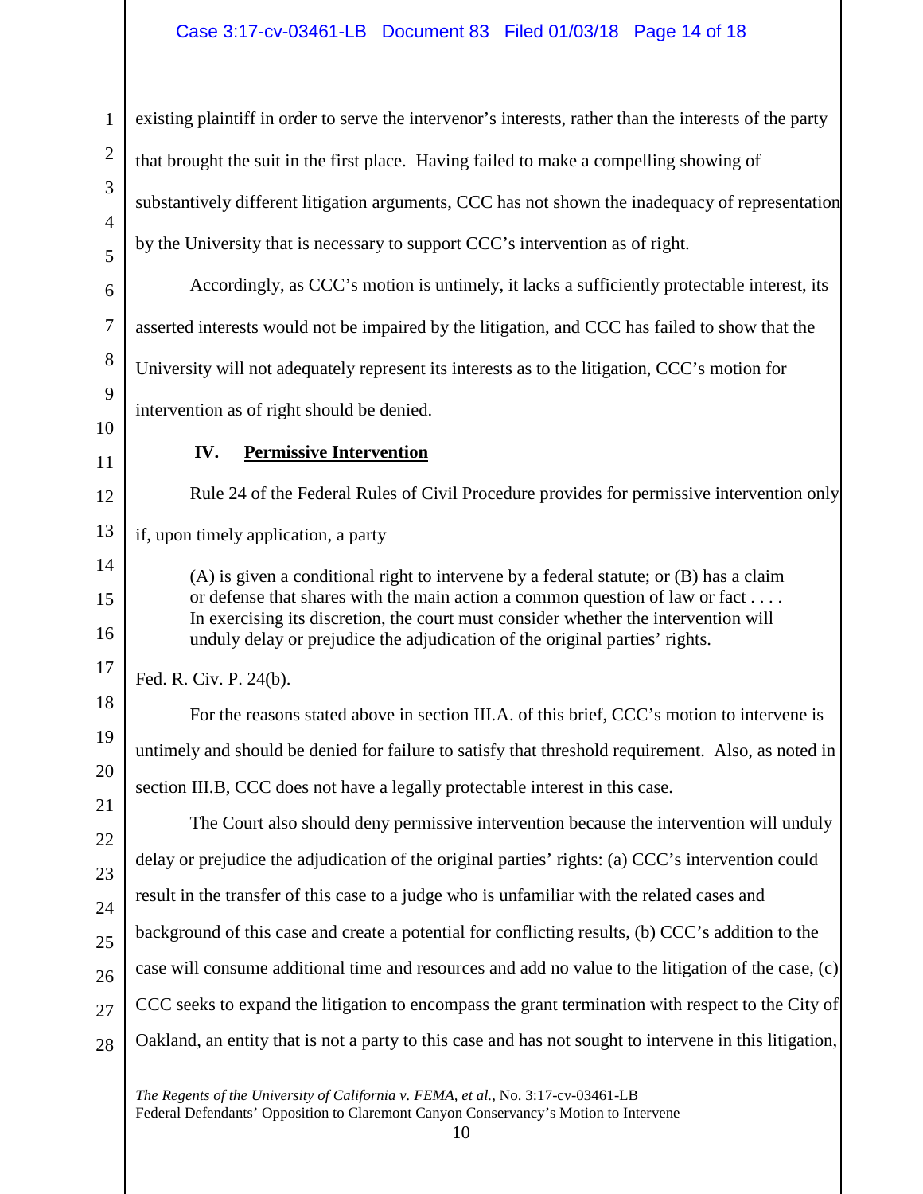existing plaintiff in order to serve the intervenor's interests, rather than the interests of the party that brought the suit in the first place. Having failed to make a compelling showing of substantively different litigation arguments, CCC has not shown the inadequacy of representation by the University that is necessary to support CCC's intervention as of right.

Accordingly, as CCC's motion is untimely, it lacks a sufficiently protectable interest, its asserted interests would not be impaired by the litigation, and CCC has failed to show that the University will not adequately represent its interests as to the litigation, CCC's motion for intervention as of right should be denied.

## IV. Permissive Intervention

Rule 24 of the Federal Rules of Civil Procedure provides for permissive intervention only if, upon timely application, a party

> (A) is given a conditional right to intervene by a federal statute; or (B) has a claim or defense that shares with the main action a common question of law or fact . . . . In exercising its discretion, the court must consider whether the intervention will unduly delay or prejudice the adjudication of the original parties' rights.

Fed. R. Civ. P. 24(b).

For the reasons stated above in section III.A. of this brief, CCC's motion to intervene is untimely and should be denied for failure to satisfy that threshold requirement. Also, as noted in section III.B, CCC does not have a legally protectable interest in this case.

The Court also should deny permissive intervention because the intervention will unduly delay or prejudice the adjudication of the original parties' rights: (a) CCC's intervention could result in the transfer of this case to a judge who is unfamiliar with the related cases and background of this case and create a potential for conflicting results, (b) CCC's addition to the case will consume additional time and resources and add no value to the litigation of the case, (c) CCC seeks to expand the litigation to encompass the grant termination with respect to the City of Oakland, an entity that is not a party to this case and has not sought to intervene in this litigation,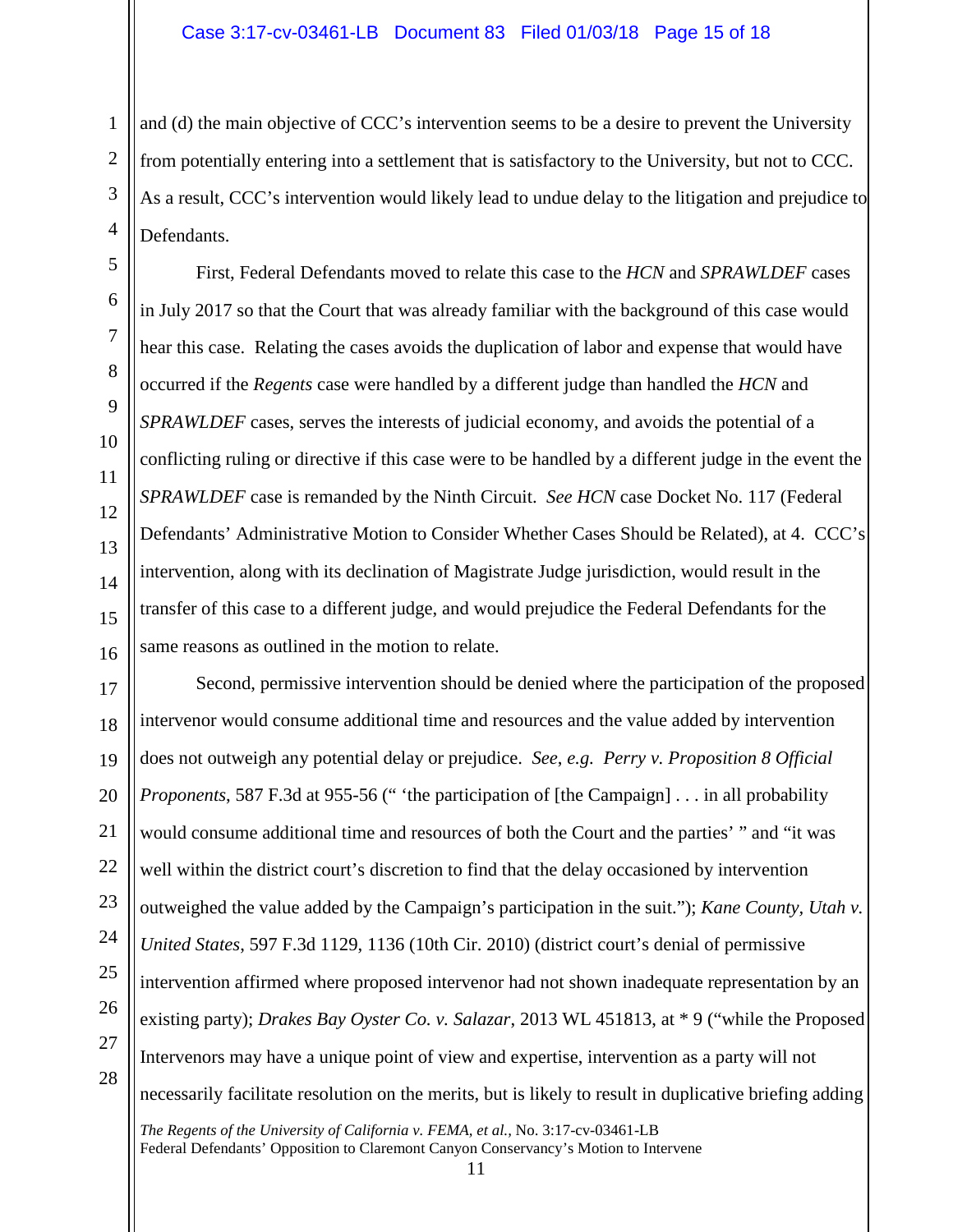and (d) the main objective of CCC's intervention seems to be a desire to prevent the University from potentially entering into a settlement that is satisfactory to the University, but not to CCC. As a result, CCC's intervention would likely lead to undue delay to the litigation and prejudice to Defendants.

First, Federal Defendants moved to relate this case to the *HCN* and *SPRAWLDEF* cases in July 2017 so that the Court that was already familiar with the background of this case would hear this case. Relating the cases avoids the duplication of labor and expense that would have occurred if the *Regents* case were handled by a different judge than handled the *HCN* and *SPRAWLDEF* cases, serves the interests of judicial economy, and avoids the potential of a conflicting ruling or directive if this case were to be handled by a different judge in the event the *SPRAWLDEF* case is remanded by the Ninth Circuit. *See HCN* case Docket No. 117 (Federal Defendants' Administrative Motion to Consider Whether Cases Should be Related), at 4. CCC's intervention, along with its declination of Magistrate Judge jurisdiction, would result in the transfer of this case to a different judge, and would prejudice the Federal Defendants for the same reasons as outlined in the motion to relate.

Second, permissive intervention should be denied where the participation of the proposed intervenor would consume additional time and resources and the value added by intervention does not outweigh any potential delay or prejudice. *See*, *e.g.* *Perry v. Proposition 8 Official Proponents*, 587 F.3d at 955-56 (" 'the participation of [the Campaign] . . . in all probability would consume additional time and resources of both the Court and the parties' " and "it was well within the district court's discretion to find that the delay occasioned by intervention outweighed the value added by the Campaign's participation in the suit."); *Kane County, Utah v. United States*, 597 F.3d 1129, 1136 (10th Cir. 2010) (district court's denial of permissive intervention affirmed where proposed intervenor had not shown inadequate representation by an existing party); *Drakes Bay Oyster Co. v. Salazar*, 2013 WL 451813, at * 9 ("while the Proposed Intervenors may have a unique point of view and expertise, intervention as a party will not necessarily facilitate resolution on the merits, but is likely to result in duplicative briefing adding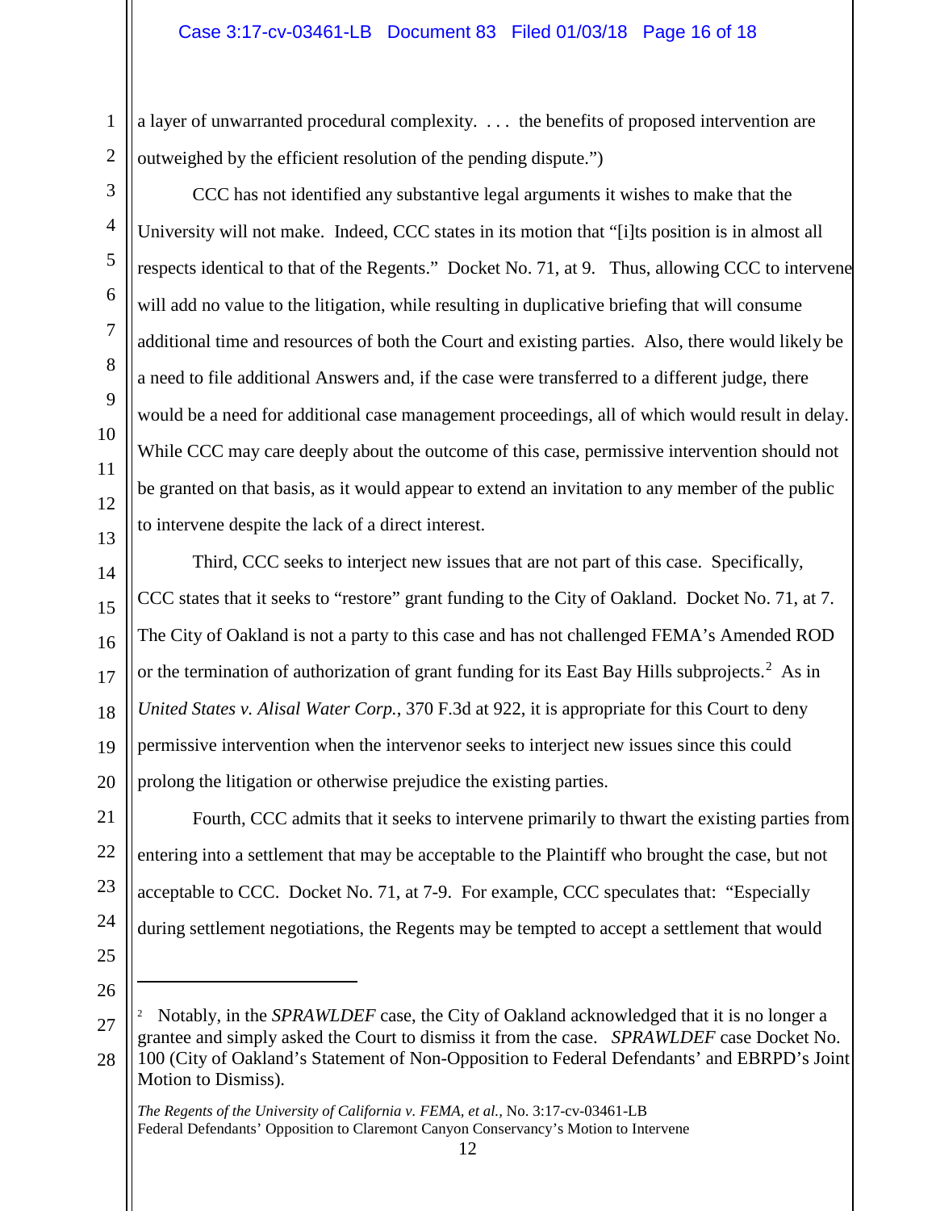a layer of unwarranted procedural complexity. . . . the benefits of proposed intervention are outweighed by the efficient resolution of the pending dispute.")

CCC has not identified any substantive legal arguments it wishes to make that the University will not make. Indeed, CCC states in its motion that "[i]ts position is in almost all respects identical to that of the Regents." Docket No. 71, at 9. Thus, allowing CCC to intervene will add no value to the litigation, while resulting in duplicative briefing that will consume additional time and resources of both the Court and existing parties. Also, there would likely be a need to file additional Answers and, if the case were transferred to a different judge, there would be a need for additional case management proceedings, all of which would result in delay. While CCC may care deeply about the outcome of this case, permissive intervention should not be granted on that basis, as it would appear to extend an invitation to any member of the public to intervene despite the lack of a direct interest.

Third, CCC seeks to interject new issues that are not part of this case. Specifically, CCC states that it seeks to "restore" grant funding to the City of Oakland. Docket No. 71, at 7. The City of Oakland is not a party to this case and has not challenged FEMA's Amended ROD or the termination of authorization of grant funding for its East Bay Hills subprojects.[2] As in *United States v. Alisal Water Corp.*, 370 F.3d at 922, it is appropriate for this Court to deny permissive intervention when the intervenor seeks to interject new issues since this could prolong the litigation or otherwise prejudice the existing parties.

Fourth, CCC admits that it seeks to intervene primarily to thwart the existing parties from entering into a settlement that may be acceptable to the Plaintiff who brought the case, but not acceptable to CCC. Docket No. 71, at 7-9. For example, CCC speculates that: "Especially during settlement negotiations, the Regents may be tempted to accept a settlement that would

---

[2] Notably, in the *SPRAWLDEF* case, the City of Oakland acknowledged that it is no longer a grantee and simply asked the Court to dismiss it from the case. *SPRAWLDEF* case Docket No. 100 (City of Oakland's Statement of Non-Opposition to Federal Defendants' and EBRPD's Joint Motion to Dismiss).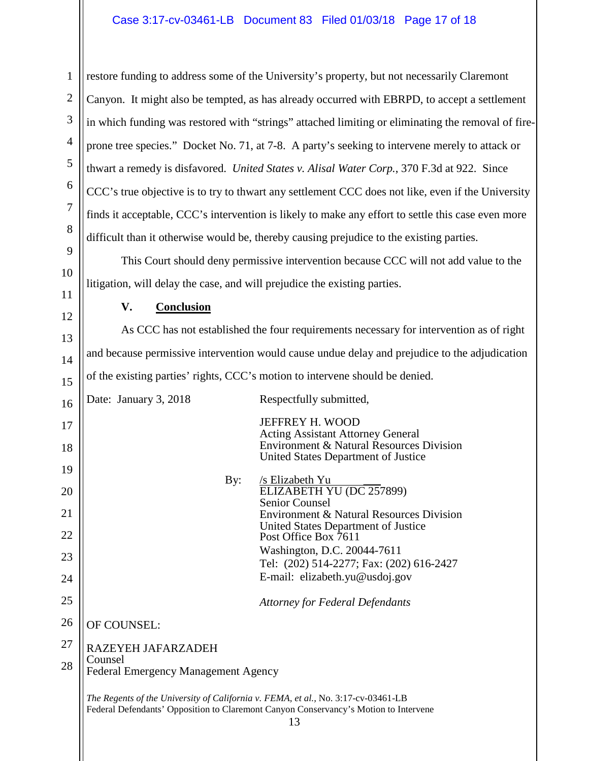restore funding to address some of the University's property, but not necessarily Claremont Canyon. It might also be tempted, as has already occurred with EBRPD, to accept a settlement in which funding was restored with "strings" attached limiting or eliminating the removal of fire-prone tree species." Docket No. 71, at 7-8. A party's seeking to intervene merely to attack or thwart a remedy is disfavored. *United States v. Alisal Water Corp.*, 370 F.3d at 922. Since CCC's true objective is to try to thwart any settlement CCC does not like, even if the University finds it acceptable, CCC's intervention is likely to make any effort to settle this case even more difficult than it otherwise would be, thereby causing prejudice to the existing parties.

This Court should deny permissive intervention because CCC will not add value to the litigation, will delay the case, and will prejudice the existing parties.

## V. Conclusion

As CCC has not established the four requirements necessary for intervention as of right and because permissive intervention would cause undue delay and prejudice to the adjudication of the existing parties' rights, CCC's motion to intervene should be denied.

Date: January 3, 2018

Respectfully submitted,

JEFFREY H. WOOD
Acting Assistant Attorney General
Environment & Natural Resources Division
United States Department of Justice

By: /s Elizabeth Yu
ELIZABETH YU (DC 257899)
Senior Counsel
Environment & Natural Resources Division
United States Department of Justice
Post Office Box 7611
Washington, D.C. 20044-7611
Tel: (202) 514-2277; Fax: (202) 616-2427
E-mail: elizabeth.yu@usdoj.gov

*Attorney for Federal Defendants*

OF COUNSEL:

RAZEYEH JAFARZADEH
Counsel
Federal Emergency Management Agency

*The Regents of the University of California v. FEMA, et al.*, No. 3:17-cv-03461-LB
Federal Defendants' Opposition to Claremont Canyon Conservancy's Motion to Intervene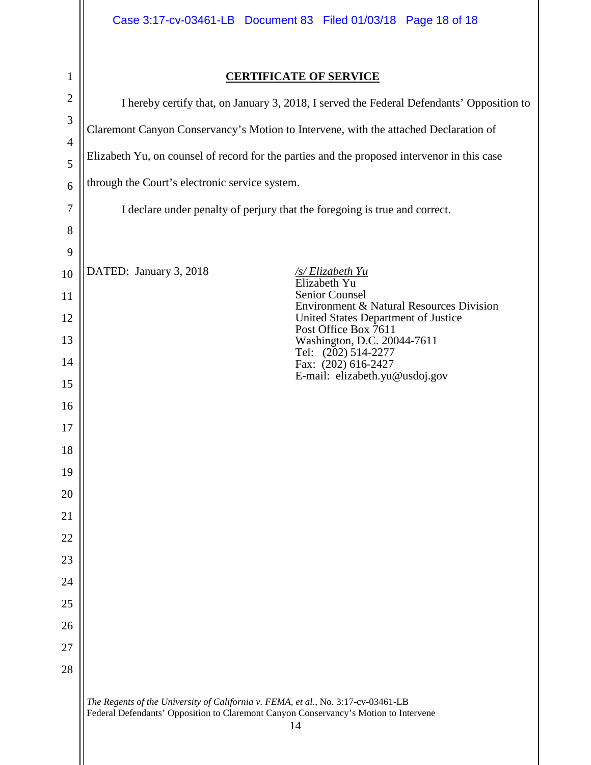**CERTIFICATE OF SERVICE**

I hereby certify that, on January 3, 2018, I served the Federal Defendants' Opposition to Claremont Canyon Conservancy's Motion to Intervene, with the attached Declaration of Elizabeth Yu, on counsel of record for the parties and the proposed intervenor in this case through the Court's electronic service system.

I declare under penalty of perjury that the foregoing is true and correct.

DATED: January 3, 2018

*/s/ Elizabeth Yu*
Elizabeth Yu
Senior Counsel
Environment & Natural Resources Division
United States Department of Justice
Post Office Box 7611
Washington, D.C. 20044-7611
Tel: (202) 514-2277
Fax: (202) 616-2427
E-mail: elizabeth.yu@usdoj.gov